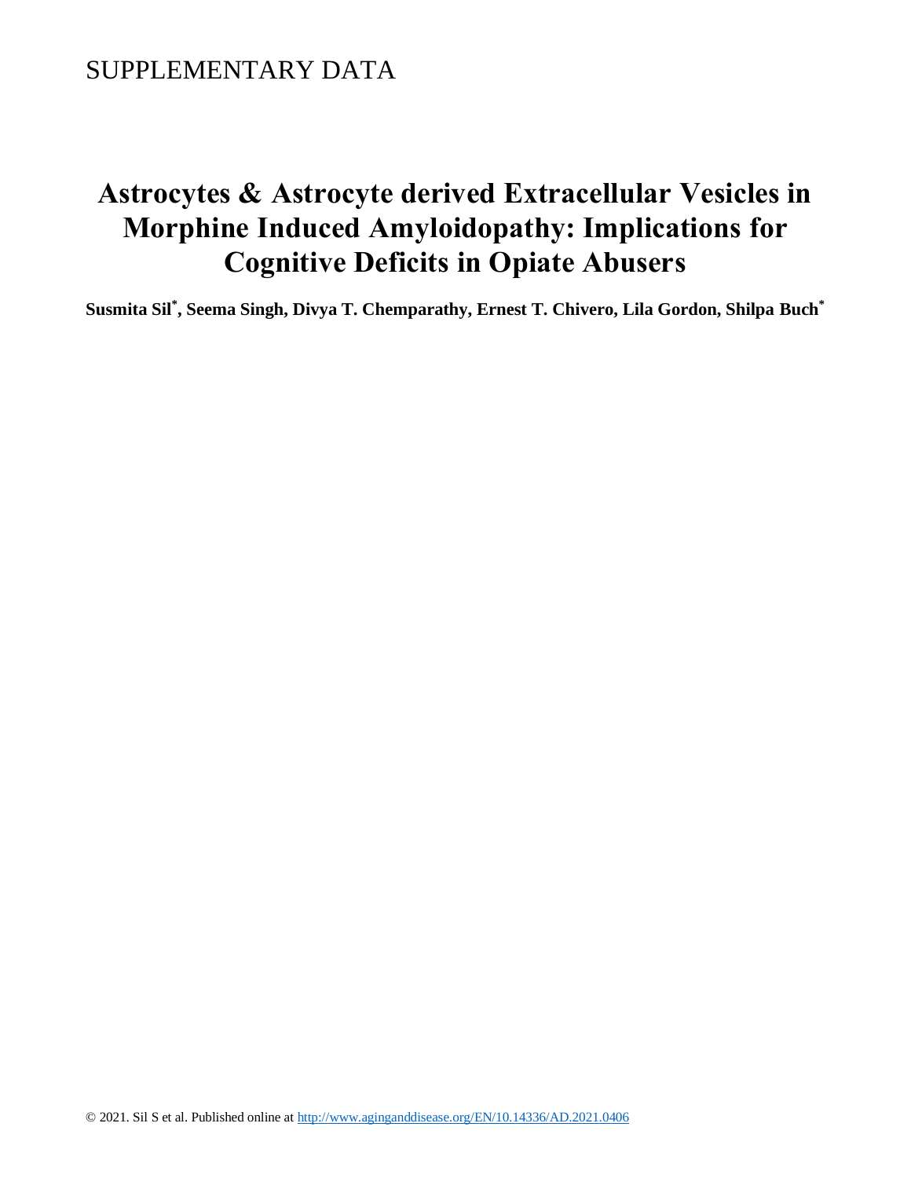SUPPLEMENTARY DATA

# Astrocytes & Astrocyte derived Extracellular Vesicles in Morphine Induced Amyloidopathy: Implications for Cognitive Deficits in Opiate Abusers

**Susmita Sil*, Seema Singh, Divya T. Chemparathy, Ernest T. Chivero, Lila Gordon, Shilpa Buch***

© 2021. Sil S et al. Published online at http://www.aginganddisease.org/EN/10.14336/AD.2021.0406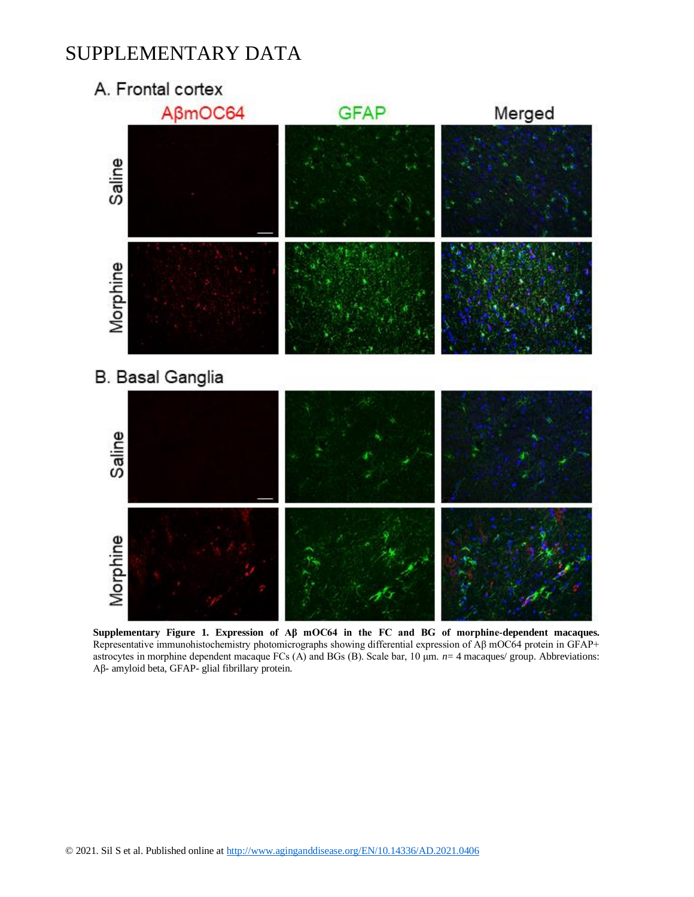# SUPPLEMENTARY DATA

**Supplementary Figure 1. Expression of Aβ mOC64 in the FC and BG of morphine-dependent macaques.** Representative immunohistochemistry photomicrographs showing differential expression of Aβ mOC64 protein in GFAP+ astrocytes in morphine dependent macaque FCs (A) and BGs (B). Scale bar, 10 µm. *n*= 4 macaques/ group. Abbreviations: Aβ- amyloid beta, GFAP- glial fibrillary protein.

© 2021. Sil S et al. Published online at http://www.aginganddisease.org/EN/10.14336/AD.2021.0406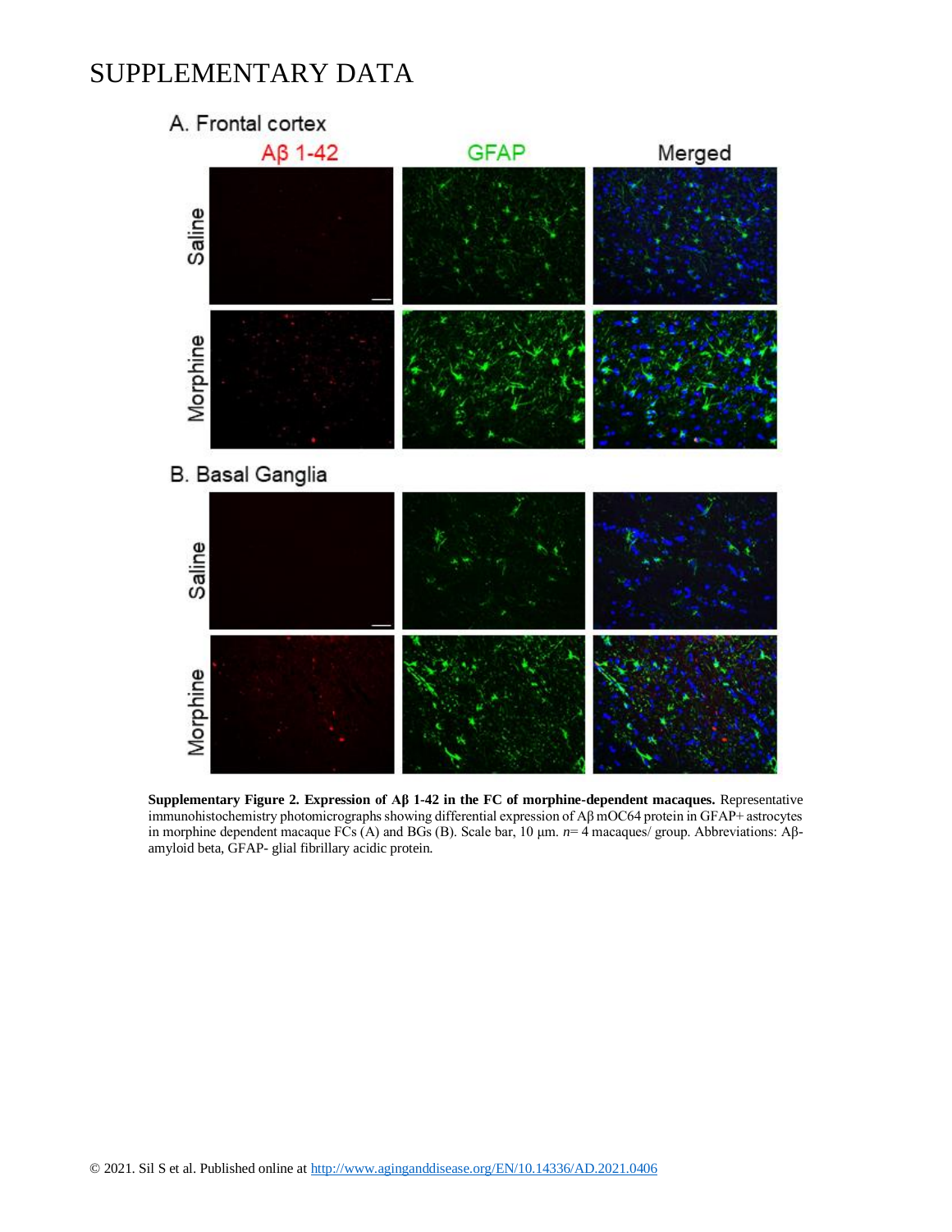# SUPPLEMENTARY DATA

**Supplementary Figure 2. Expression of Aβ 1-42 in the FC of morphine-dependent macaques.** Representative immunohistochemistry photomicrographs showing differential expression of Aβ mOC64 protein in GFAP+ astrocytes in morphine dependent macaque FCs (A) and BGs (B). Scale bar, 10 μm. *n*= 4 macaques/ group. Abbreviations: Aβ-amyloid beta, GFAP- glial fibrillary acidic protein.

© 2021. Sil S et al. Published online at http://www.aginganddisease.org/EN/10.14336/AD.2021.0406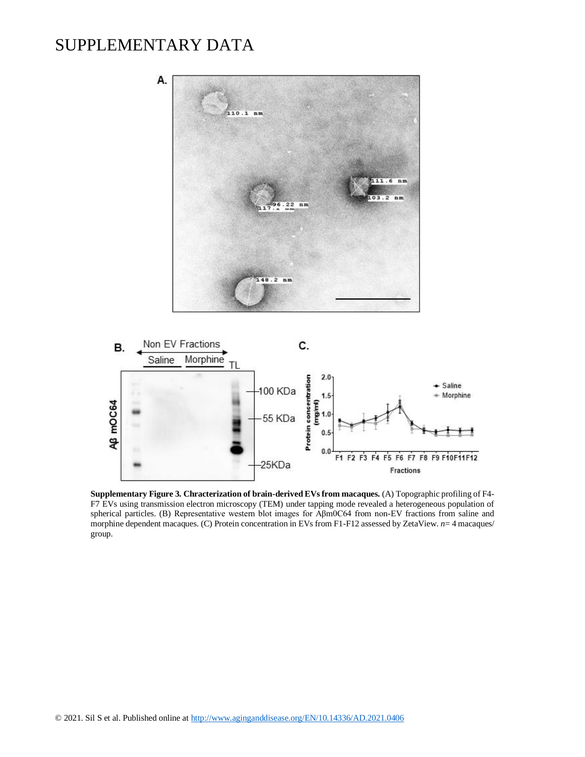# SUPPLEMENTARY DATA

A.

110.1 nm

111.6 nm

103.2 nm

96.22 nm

117.

148.2 nm

B.

Non EV Fractions

Saline Morphine TL

Aβ mOC64

100 KDa

55 KDa

25KDa

C.

Protein concentration (mg/ml)

2.0

1.5

1.0

0.5

0.0

Saline

Morphine

F1 F2 F3 F4 F5 F6 F7 F8 F9 F10F11F12

Fractions

**Supplementary Figure 3. Chracterization of brain-derived EVs from macaques.** (A) Topographic profiling of F4-F7 EVs using transmission electron microscopy (TEM) under tapping mode revealed a heterogeneous population of spherical particles. (B) Representative western blot images for Aβm0C64 from non-EV fractions from saline and morphine dependent macaques. (C) Protein concentration in EVs from F1-F12 assessed by ZetaView. *n*= 4 macaques/ group.

© 2021. Sil S et al. Published online at http://www.aginganddisease.org/EN/10.14336/AD.2021.0406